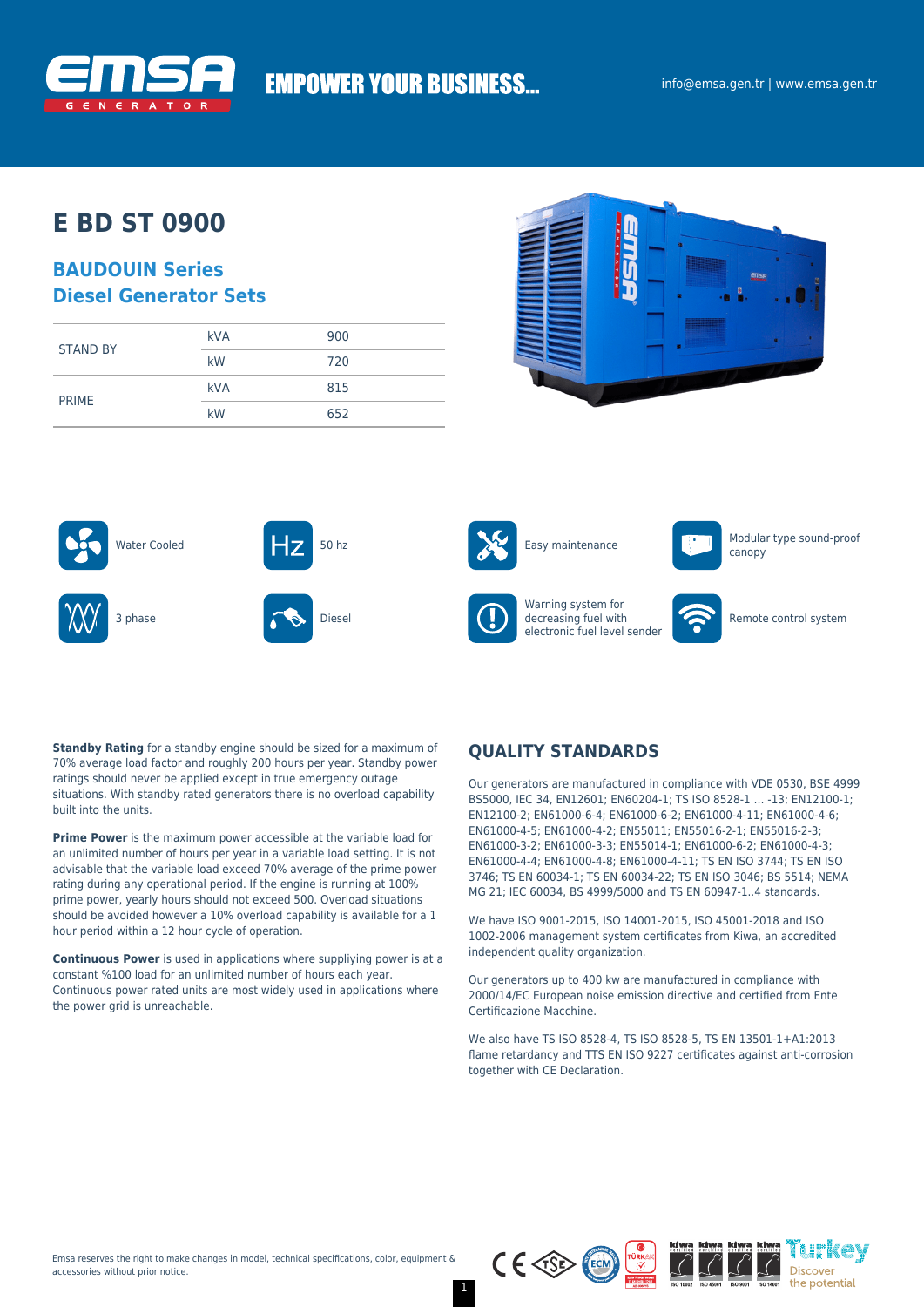EMPOWER YOUR BUSINESS...

info@emsa.gen.tr | www.emsa.gen.tr

# E BD ST 0900

## BAUDOUIN Series
## Diesel Generator Sets

| | | |
|---|---|---|
| STAND BY | kVA | 900 |
| | kW | 720 |
| PRIME | kVA | 815 |
| | kW | 652 |

- Water Cooled
- 50 hz
- Easy maintenance
- Modular type sound-proof canopy
- 3 phase
- Diesel
- Warning system for decreasing fuel with electronic fuel level sender
- Remote control system

**Standby Rating** for a standby engine should be sized for a maximum of 70% average load factor and roughly 200 hours per year. Standby power ratings should never be applied except in true emergency outage situations. With standby rated generators there is no overload capability built into the units.

**Prime Power** is the maximum power accessible at the variable load for an unlimited number of hours per year in a variable load setting. It is not advisable that the variable load exceed 70% average of the prime power rating during any operational period. If the engine is running at 100% prime power, yearly hours should not exceed 500. Overload situations should be avoided however a 10% overload capability is available for a 1 hour period within a 12 hour cycle of operation.

**Continuous Power** is used in applications where suppliying power is at a constant %100 load for an unlimited number of hours each year. Continuous power rated units are most widely used in applications where the power grid is unreachable.

## QUALITY STANDARDS

Our generators are manufactured in compliance with VDE 0530, BSE 4999 BS5000, IEC 34, EN12601; EN60204-1; TS ISO 8528-1 ... -13; EN12100-1; EN12100-2; EN61000-6-4; EN61000-6-2; EN61000-4-11; EN61000-4-6; EN61000-4-5; EN61000-4-2; EN55011; EN55016-2-1; EN55016-2-3; EN61000-3-2; EN61000-3-3; EN55014-1; EN61000-6-2; EN61000-4-3; EN61000-4-4; EN61000-4-8; EN61000-4-11; TS EN ISO 3744; TS EN ISO 3746; TS EN 60034-1; TS EN 60034-22; TS EN ISO 3046; BS 5514; NEMA MG 21; IEC 60034, BS 4999/5000 and TS EN 60947-1..4 standards.

We have ISO 9001-2015, ISO 14001-2015, ISO 45001-2018 and ISO 1002-2006 management system certificates from Kiwa, an accredited independent quality organization.

Our generators up to 400 kw are manufactured in compliance with 2000/14/EC European noise emission directive and certified from Ente Certificazione Macchine.

We also have TS ISO 8528-4, TS ISO 8528-5, TS EN 13501-1+A1:2013 flame retardancy and TTS EN ISO 9227 certificates against anti-corrosion together with CE Declaration.

Emsa reserves the right to make changes in model, technical specifications, color, equipment & accessories without prior notice.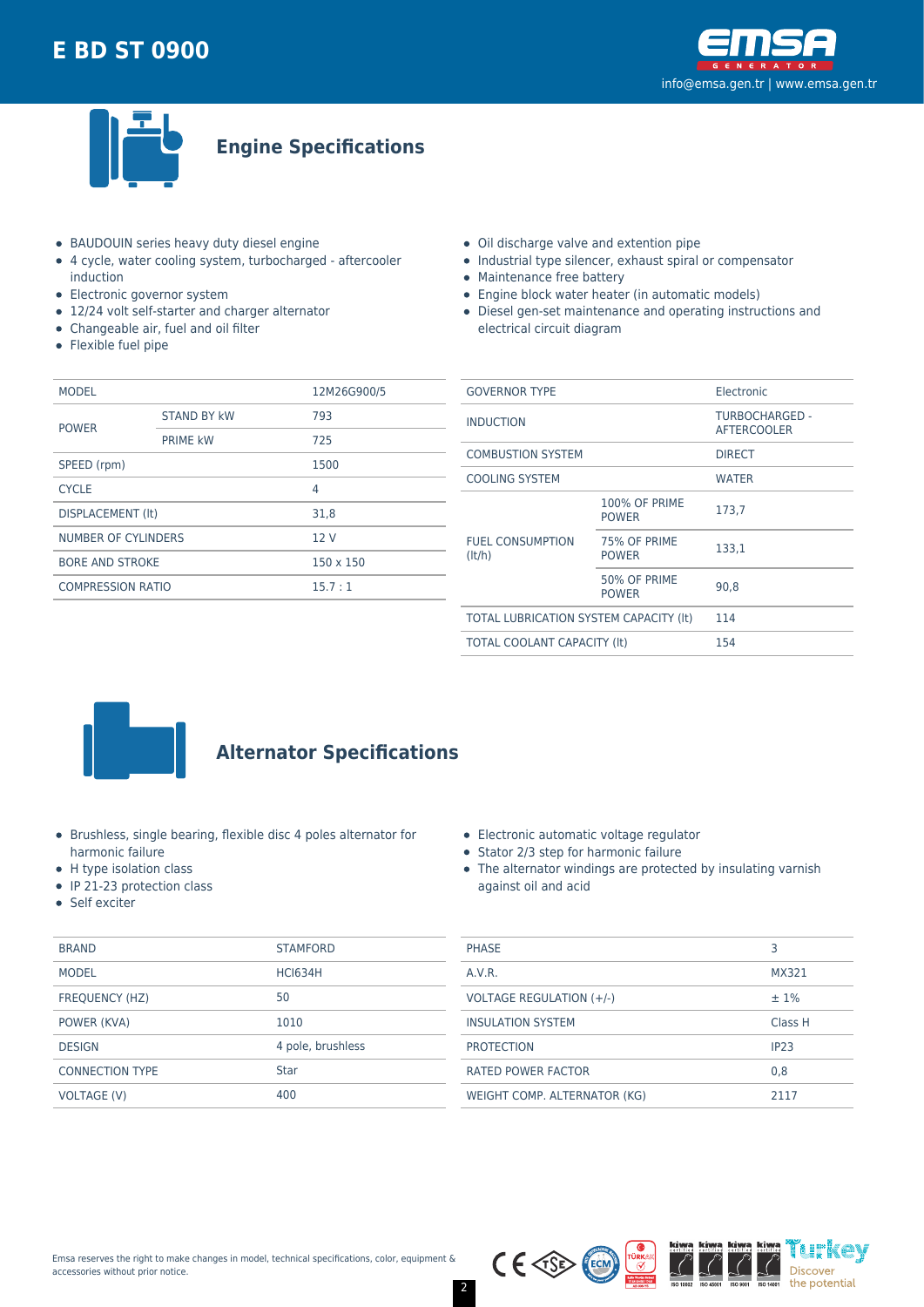# E BD ST 0900

## Engine Specifications

- BAUDOUIN series heavy duty diesel engine
- 4 cycle, water cooling system, turbocharged - aftercooler induction
- Electronic governor system
- 12/24 volt self-starter and charger alternator
- Changeable air, fuel and oil filter
- Flexible fuel pipe
- Oil discharge valve and extention pipe
- Industrial type silencer, exhaust spiral or compensator
- Maintenance free battery
- Engine block water heater (in automatic models)
- Diesel gen-set maintenance and operating instructions and electrical circuit diagram

| MODEL | | 12M26G900/5 |
|---|---|---|
| POWER | STAND BY kW | 793 |
| | PRIME kW | 725 |
| SPEED (rpm) | | 1500 |
| CYCLE | | 4 |
| DISPLACEMENT (lt) | | 31,8 |
| NUMBER OF CYLINDERS | | 12 V |
| BORE AND STROKE | | 150 x 150 |
| COMPRESSION RATIO | | 15.7 : 1 |

| GOVERNOR TYPE | | Electronic |
|---|---|---|
| INDUCTION | | TURBOCHARGED - AFTERCOOLER |
| COMBUSTION SYSTEM | | DIRECT |
| COOLING SYSTEM | | WATER |
| FUEL CONSUMPTION (lt/h) | 100% OF PRIME POWER | 173,7 |
| | 75% OF PRIME POWER | 133,1 |
| | 50% OF PRIME POWER | 90,8 |
| TOTAL LUBRICATION SYSTEM CAPACITY (lt) | | 114 |
| TOTAL COOLANT CAPACITY (lt) | | 154 |

## Alternator Specifications

- Brushless, single bearing, flexible disc 4 poles alternator for harmonic failure
- H type isolation class
- IP 21-23 protection class
- Self exciter
- Electronic automatic voltage regulator
- Stator 2/3 step for harmonic failure
- The alternator windings are protected by insulating varnish against oil and acid

| BRAND | STAMFORD |
|---|---|
| MODEL | HCI634H |
| FREQUENCY (HZ) | 50 |
| POWER (KVA) | 1010 |
| DESIGN | 4 pole, brushless |
| CONNECTION TYPE | Star |
| VOLTAGE (V) | 400 |

| PHASE | 3 |
|---|---|
| A.V.R. | MX321 |
| VOLTAGE REGULATION (+/-) | ± 1% |
| INSULATION SYSTEM | Class H |
| PROTECTION | IP23 |
| RATED POWER FACTOR | 0,8 |
| WEIGHT COMP. ALTERNATOR (KG) | 2117 |

Emsa reserves the right to make changes in model, technical specifications, color, equipment & accessories without prior notice.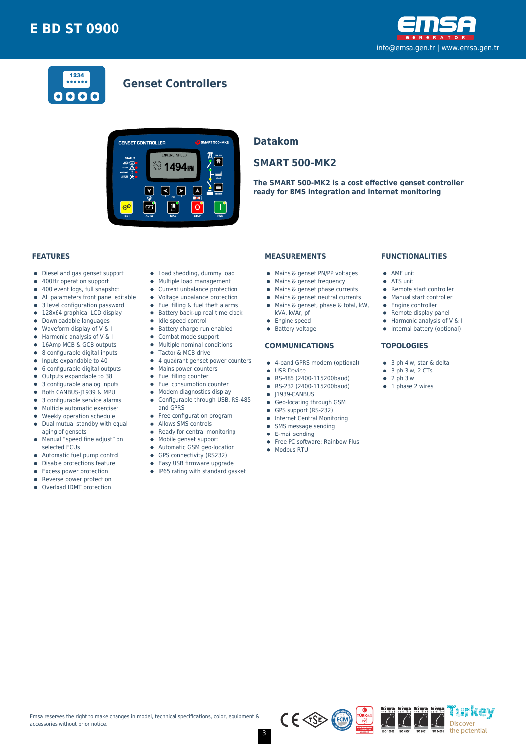# E BD ST 0900

info@emsa.gen.tr | www.emsa.gen.tr

## Genset Controllers

### Datakom

### SMART 500-MK2

**The SMART 500-MK2 is a cost effective genset controller ready for BMS integration and internet monitoring**

#### FEATURES

- Diesel and gas genset support
- 400Hz operation support
- 400 event logs, full snapshot
- All parameters front panel editable
- 3 level configuration password
- 128x64 graphical LCD display
- Downloadable languages
- Waveform display of V & I
- Harmonic analysis of V & I
- 16Amp MCB & GCB outputs
- 8 configurable digital inputs
- Inputs expandable to 40
- 6 configurable digital outputs
- Outputs expandable to 38
- 3 configurable analog inputs
- Both CANBUS-J1939 & MPU
- 3 configurable service alarms
- Multiple automatic exerciser
- Weekly operation schedule
- Dual mutual standby with equal aging of gensets
- Manual "speed fine adjust" on selected ECUs
- Automatic fuel pump control
- Disable protections feature
- Excess power protection
- Reverse power protection
- Overload IDMT protection
- Load shedding, dummy load
- Multiple load management
- Current unbalance protection
- Voltage unbalance protection
- Fuel filling & fuel theft alarms
- Battery back-up real time clock
- Idle speed control
- Battery charge run enabled
- Combat mode support
- Multiple nominal conditions
- Tactor & MCB drive
- 4 quadrant genset power counters
- Mains power counters
- Fuel filling counter
- Fuel consumption counter
- Modem diagnostics display
- Configurable through USB, RS-485 and GPRS
- Free configuration program
- Allows SMS controls
- Ready for central monitoring
- Mobile genset support
- Automatic GSM geo-location
- GPS connectivity (RS232)
- Easy USB firmware upgrade
- IP65 rating with standard gasket

#### MEASUREMENTS

- Mains & genset PN/PP voltages
- Mains & genset frequency
- Mains & genset phase currents
- Mains & genset neutral currents
- Mains & genset, phase & total, kW, kVA, kVAr, pf
- Engine speed
- Battery voltage

#### COMMUNICATIONS

- 4-band GPRS modem (optional)
- USB Device
- RS-485 (2400-115200baud)
- RS-232 (2400-115200baud)
- J1939-CANBUS
- Geo-locating through GSM
- GPS support (RS-232)
- Internet Central Monitoring
- SMS message sending
- E-mail sending
- Free PC software: Rainbow Plus
- Modbus RTU

#### FUNCTIONALITIES

- AMF unit
- ATS unit
- Remote start controller
- Manual start controller
- Engine controller
- Remote display panel
- Harmonic analysis of V & I
- Internal battery (optional)

#### TOPOLOGIES

- 3 ph 4 w, star & delta
- 3 ph 3 w, 2 CTs
- 2 ph 3 w
- 1 phase 2 wires

Emsa reserves the right to make changes in model, technical specifications, color, equipment & accessories without prior notice.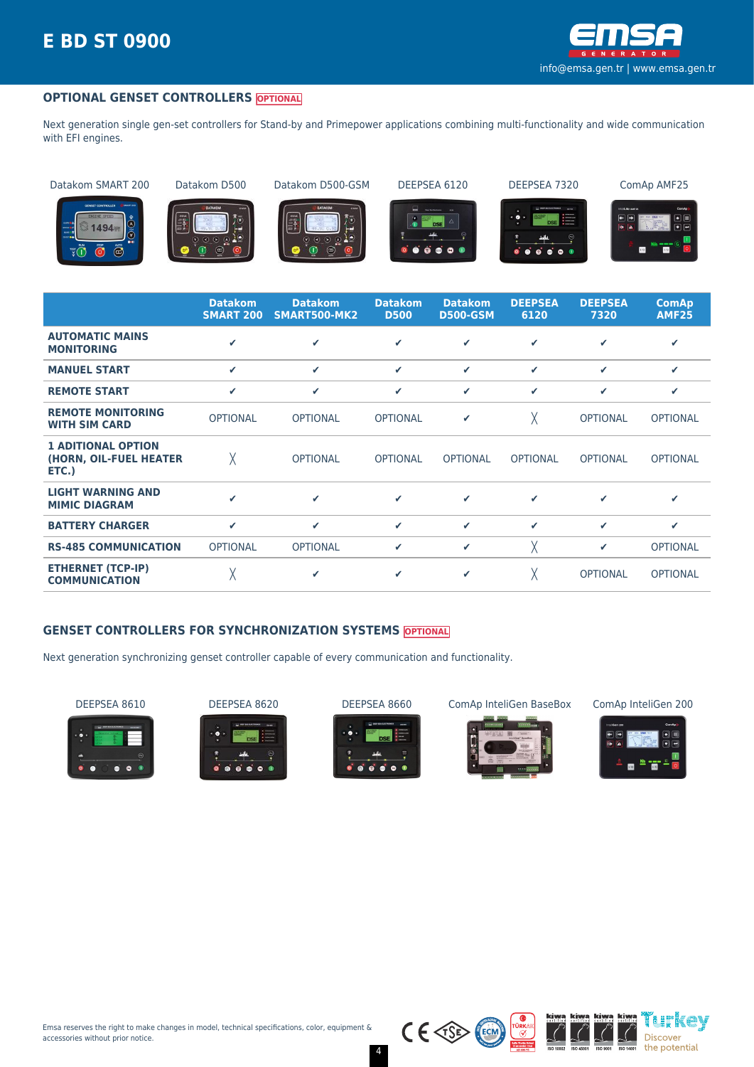## OPTIONAL GENSET CONTROLLERS OPTIONAL

Next generation single gen-set controllers for Stand-by and Primepower applications combining multi-functionality and wide communication with EFI engines.

Datakom SMART 200 | Datakom D500 | Datakom D500-GSM | DEEPSEA 6120 | DEEPSEA 7320 | ComAp AMF25

| | Datakom SMART 200 | Datakom SMART500-MK2 | Datakom D500 | Datakom D500-GSM | DEEPSEA 6120 | DEEPSEA 7320 | ComAp AMF25 |
|---|---|---|---|---|---|---|---|
| **AUTOMATIC MAINS MONITORING** | ✔ | ✔ | ✔ | ✔ | ✔ | ✔ | ✔ |
| **MANUEL START** | ✔ | ✔ | ✔ | ✔ | ✔ | ✔ | ✔ |
| **REMOTE START** | ✔ | ✔ | ✔ | ✔ | ✔ | ✔ | ✔ |
| **REMOTE MONITORING WITH SIM CARD** | OPTIONAL | OPTIONAL | OPTIONAL | ✔ | ╳ | OPTIONAL | OPTIONAL |
| **1 ADITIONAL OPTION (HORN, OIL-FUEL HEATER ETC.)** | ╳ | OPTIONAL | OPTIONAL | OPTIONAL | OPTIONAL | OPTIONAL | OPTIONAL |
| **LIGHT WARNING AND MIMIC DIAGRAM** | ✔ | ✔ | ✔ | ✔ | ✔ | ✔ | ✔ |
| **BATTERY CHARGER** | ✔ | ✔ | ✔ | ✔ | ✔ | ✔ | ✔ |
| **RS-485 COMMUNICATION** | OPTIONAL | OPTIONAL | ✔ | ✔ | ╳ | ✔ | OPTIONAL |
| **ETHERNET (TCP-IP) COMMUNICATION** | ╳ | ✔ | ✔ | ✔ | ╳ | OPTIONAL | OPTIONAL |

## GENSET CONTROLLERS FOR SYNCHRONIZATION SYSTEMS OPTIONAL

Next generation synchronizing genset controller capable of every communication and functionality.

DEEPSEA 8610 | DEEPSEA 8620 | DEEPSEA 8660 | ComAp InteliGen BaseBox | ComAp InteliGen 200

Emsa reserves the right to make changes in model, technical specifications, color, equipment & accessories without prior notice.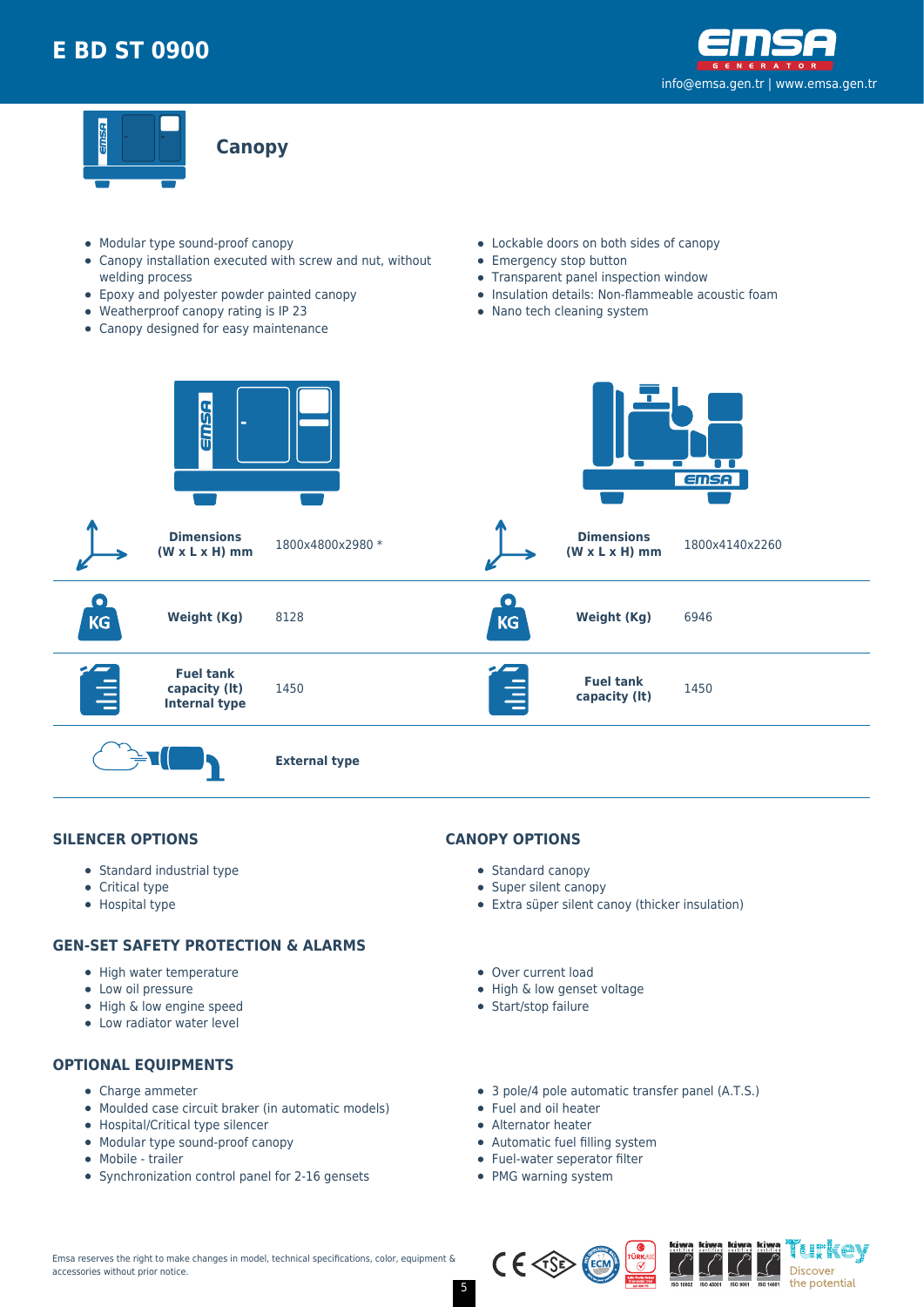# E BD ST 0900

info@emsa.gen.tr | www.emsa.gen.tr

## Canopy

- Modular type sound-proof canopy
- Canopy installation executed with screw and nut, without welding process
- Epoxy and polyester powder painted canopy
- Weatherproof canopy rating is IP 23
- Canopy designed for easy maintenance
- Lockable doors on both sides of canopy
- Emergency stop button
- Transparent panel inspection window
- Insulation details: Non-flammeable acoustic foam
- Nano tech cleaning system

| | | | |
|---|---|---|---|
| Dimensions (W x L x H) mm | 1800x4800x2980 * | Dimensions (W x L x H) mm | 1800x4140x2260 |
| Weight (Kg) | 8128 | Weight (Kg) | 6946 |
| Fuel tank capacity (lt) Internal type | 1450 | Fuel tank capacity (lt) | 1450 |
| External type | | | |

## SILENCER OPTIONS

- Standard industrial type
- Critical type
- Hospital type

## CANOPY OPTIONS

- Standard canopy
- Super silent canopy
- Extra süper silent canoy (thicker insulation)

## GEN-SET SAFETY PROTECTION & ALARMS

- High water temperature
- Low oil pressure
- High & low engine speed
- Low radiator water level
- Over current load
- High & low genset voltage
- Start/stop failure

## OPTIONAL EQUIPMENTS

- Charge ammeter
- Moulded case circuit braker (in automatic models)
- Hospital/Critical type silencer
- Modular type sound-proof canopy
- Mobile - trailer
- Synchronization control panel for 2-16 gensets
- 3 pole/4 pole automatic transfer panel (A.T.S.)
- Fuel and oil heater
- Alternator heater
- Automatic fuel filling system
- Fuel-water seperator filter
- PMG warning system

Emsa reserves the right to make changes in model, technical specifications, color, equipment & accessories without prior notice.

ISO 10002 ISO 45001 ISO 9001 ISO 14001

Turkey Discover the potential